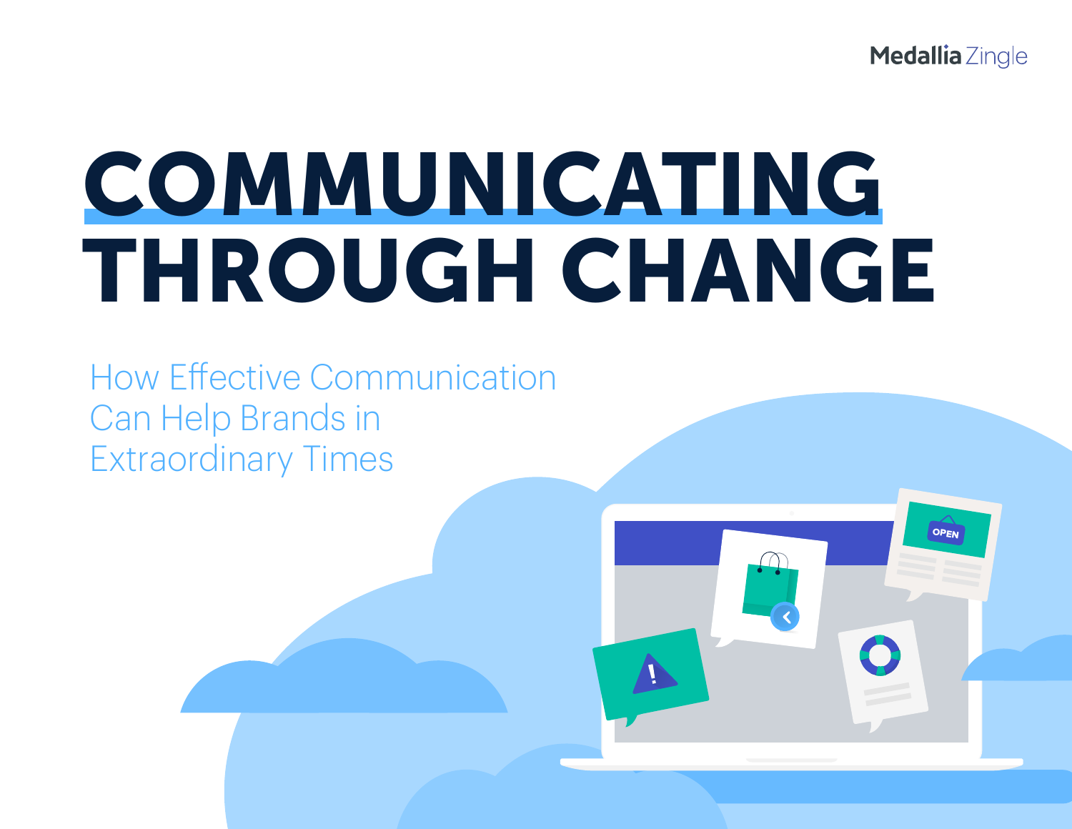Medallia Zingle

# COMMUNICATING THROUGH CHANGE

## How Effective Communication Can Help Brands in Extraordinary Times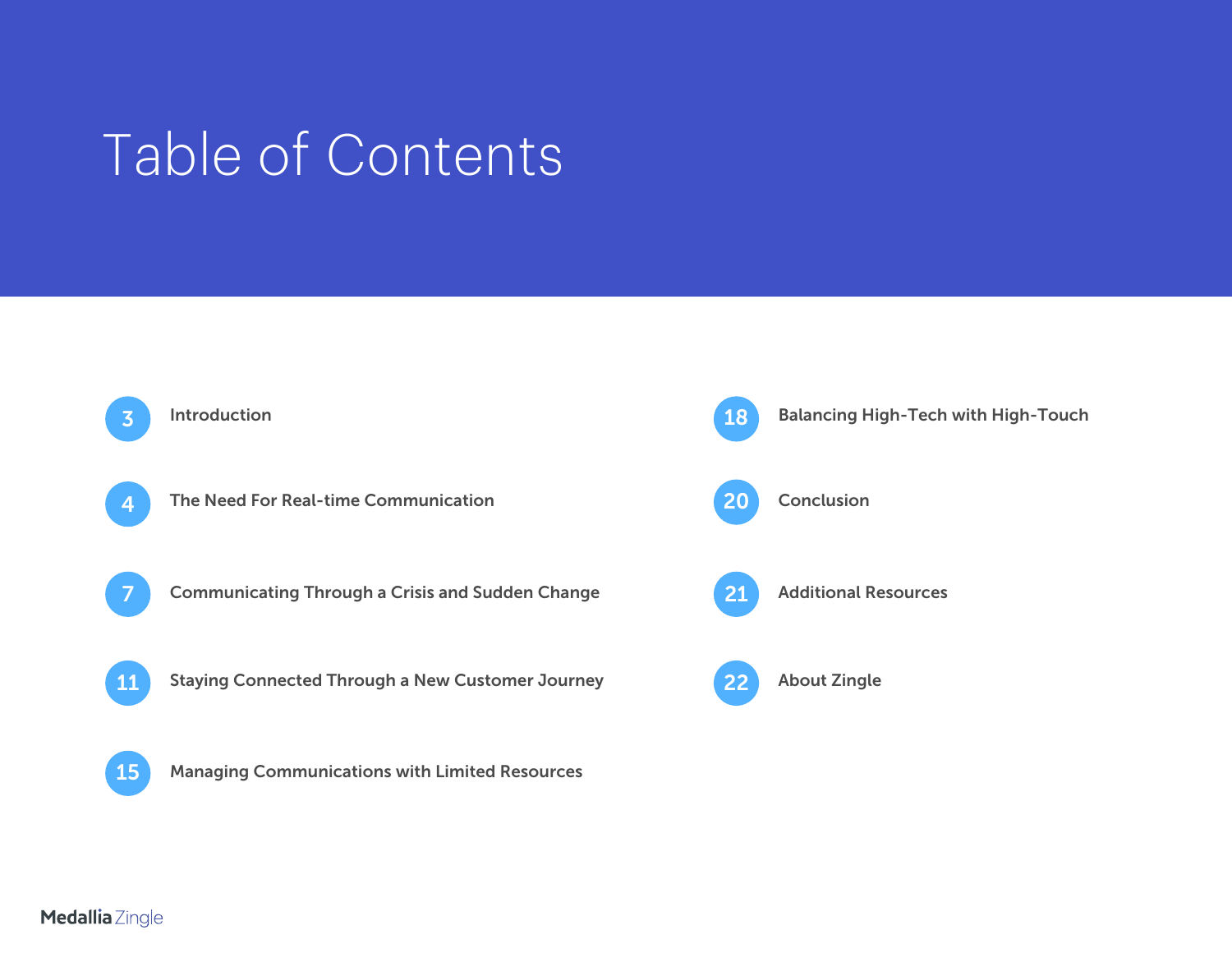# Table of Contents

| Page | Section |
| --- | --- |
| 3 | Introduction |
| 4 | The Need For Real-time Communication |
| 7 | Communicating Through a Crisis and Sudden Change |
| 11 | Staying Connected Through a New Customer Journey |
| 15 | Managing Communications with Limited Resources |
| 18 | Balancing High-Tech with High-Touch |
| 20 | Conclusion |
| 21 | Additional Resources |
| 22 | About Zingle |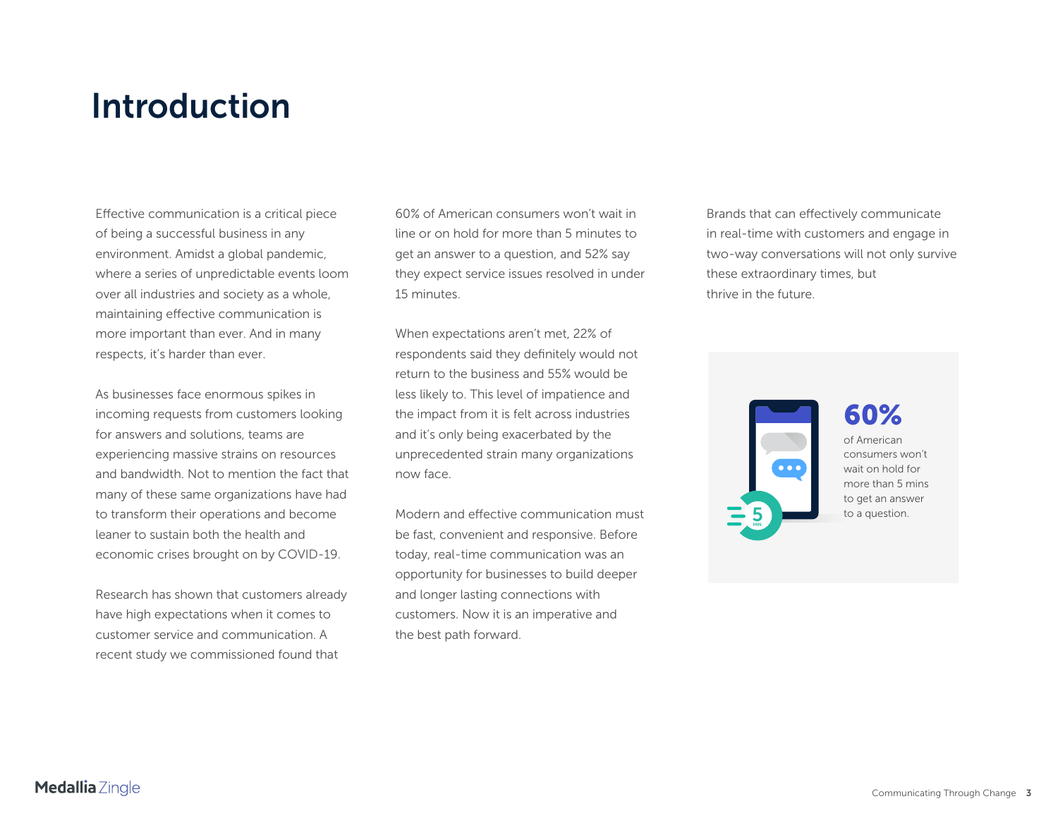# Introduction

Effective communication is a critical piece of being a successful business in any environment. Amidst a global pandemic, where a series of unpredictable events loom over all industries and society as a whole, maintaining effective communication is more important than ever. And in many respects, it's harder than ever.

As businesses face enormous spikes in incoming requests from customers looking for answers and solutions, teams are experiencing massive strains on resources and bandwidth. Not to mention the fact that many of these same organizations have had to transform their operations and become leaner to sustain both the health and economic crises brought on by COVID-19.

Research has shown that customers already have high expectations when it comes to customer service and communication. A recent study we commissioned found that 60% of American consumers won't wait in line or on hold for more than 5 minutes to get an answer to a question, and 52% say they expect service issues resolved in under 15 minutes.

When expectations aren't met, 22% of respondents said they definitely would not return to the business and 55% would be less likely to. This level of impatience and the impact from it is felt across industries and it's only being exacerbated by the unprecedented strain many organizations now face.

Modern and effective communication must be fast, convenient and responsive. Before today, real-time communication was an opportunity for businesses to build deeper and longer lasting connections with customers. Now it is an imperative and the best path forward.

Brands that can effectively communicate in real-time with customers and engage in two-way conversations will not only survive these extraordinary times, but thrive in the future.

**60%**

of American consumers won't wait on hold for more than 5 mins to get an answer to a question.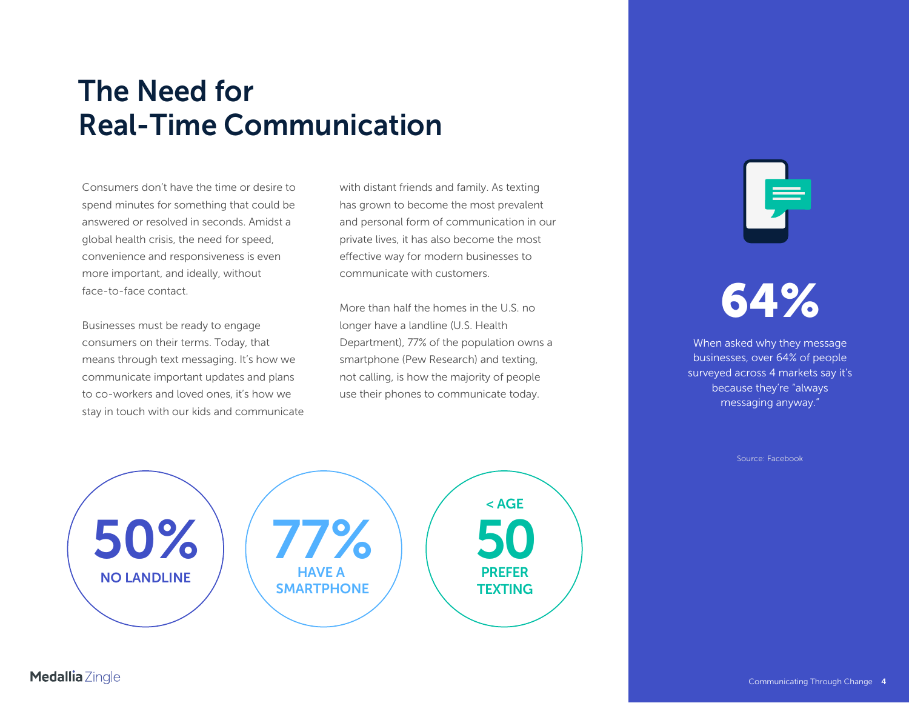# The Need for Real-Time Communication

Consumers don't have the time or desire to spend minutes for something that could be answered or resolved in seconds. Amidst a global health crisis, the need for speed, convenience and responsiveness is even more important, and ideally, without face-to-face contact.

Businesses must be ready to engage consumers on their terms. Today, that means through text messaging. It's how we communicate important updates and plans to co-workers and loved ones, it's how we stay in touch with our kids and communicate with distant friends and family. As texting has grown to become the most prevalent and personal form of communication in our private lives, it has also become the most effective way for modern businesses to communicate with customers.

More than half the homes in the U.S. no longer have a landline (U.S. Health Department), 77% of the population owns a smartphone (Pew Research) and texting, not calling, is how the majority of people use their phones to communicate today.

**50%**
NO LANDLINE

**77%**
HAVE A SMARTPHONE

< AGE
**50**
PREFER TEXTING

**64%**

When asked why they message businesses, over 64% of people surveyed across 4 markets say it's because they're "always messaging anyway."

Source: Facebook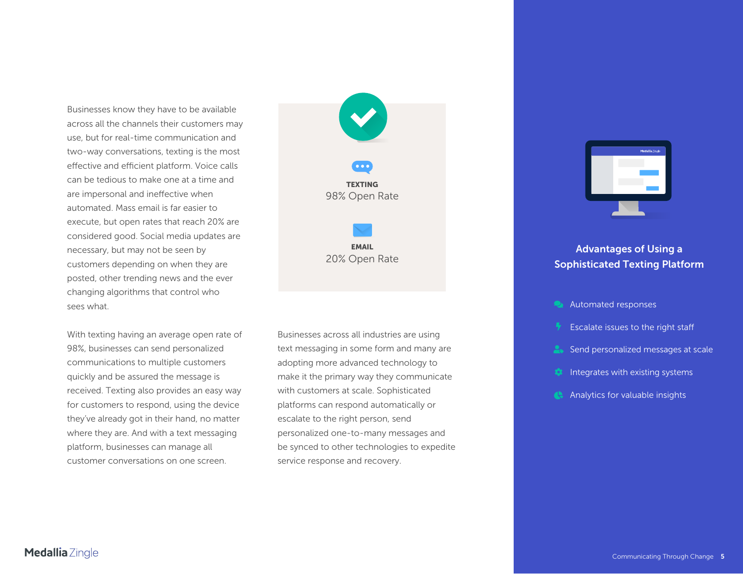Businesses know they have to be available across all the channels their customers may use, but for real-time communication and two-way conversations, texting is the most effective and efficient platform. Voice calls can be tedious to make one at a time and are impersonal and ineffective when automated. Mass email is far easier to execute, but open rates that reach 20% are considered good. Social media updates are necessary, but may not be seen by customers depending on when they are posted, other trending news and the ever changing algorithms that control who sees what.

**TEXTING**
98% Open Rate

**EMAIL**
20% Open Rate

With texting having an average open rate of 98%, businesses can send personalized communications to multiple customers quickly and be assured the message is received. Texting also provides an easy way for customers to respond, using the device they've already got in their hand, no matter where they are. And with a text messaging platform, businesses can manage all customer conversations on one screen.

Businesses across all industries are using text messaging in some form and many are adopting more advanced technology to make it the primary way they communicate with customers at scale. Sophisticated platforms can respond automatically or escalate to the right person, send personalized one-to-many messages and be synced to other technologies to expedite service response and recovery.

## Advantages of Using a Sophisticated Texting Platform

- Automated responses
- Escalate issues to the right staff
- Send personalized messages at scale
- Integrates with existing systems
- Analytics for valuable insights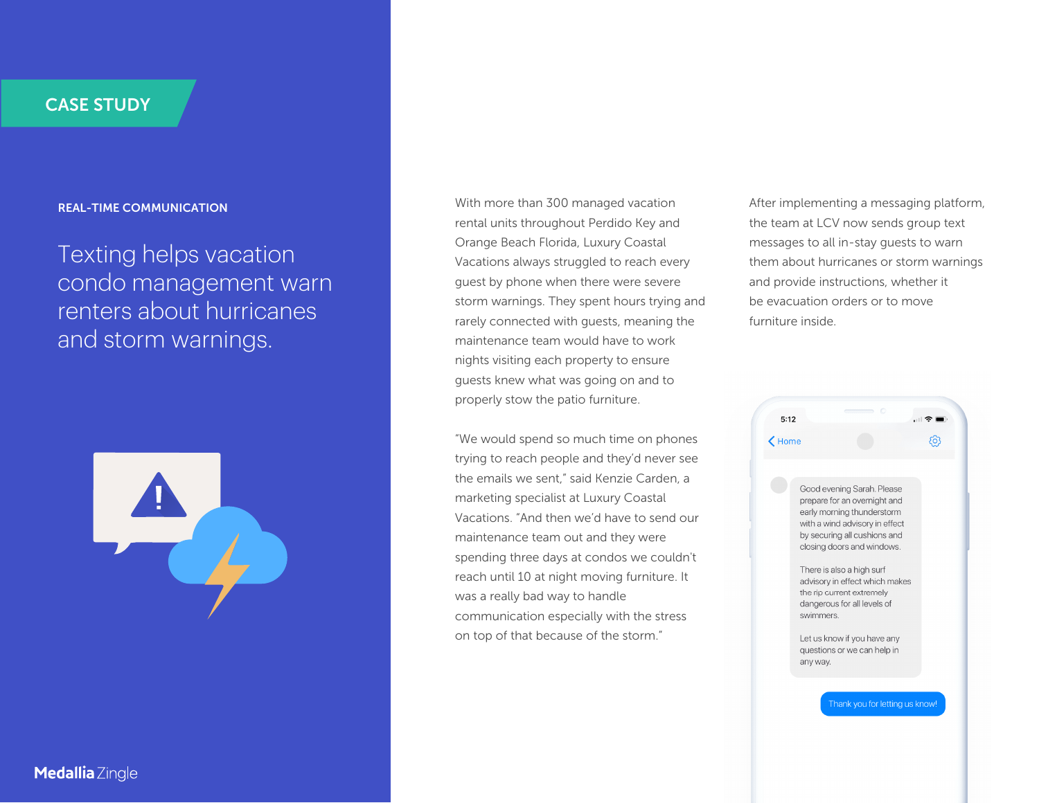CASE STUDY

REAL-TIME COMMUNICATION

# Texting helps vacation condo management warn renters about hurricanes and storm warnings.

With more than 300 managed vacation rental units throughout Perdido Key and Orange Beach Florida, Luxury Coastal Vacations always struggled to reach every guest by phone when there were severe storm warnings. They spent hours trying and rarely connected with guests, meaning the maintenance team would have to work nights visiting each property to ensure guests knew what was going on and to properly stow the patio furniture.

"We would spend so much time on phones trying to reach people and they'd never see the emails we sent," said Kenzie Carden, a marketing specialist at Luxury Coastal Vacations. "And then we'd have to send our maintenance team out and they were spending three days at condos we couldn't reach until 10 at night moving furniture. It was a really bad way to handle communication especially with the stress on top of that because of the storm."

After implementing a messaging platform, the team at LCV now sends group text messages to all in-stay guests to warn them about hurricanes or storm warnings and provide instructions, whether it be evacuation orders or to move furniture inside.

5:12

Home

Good evening Sarah. Please prepare for an overnight and early morning thunderstorm with a wind advisory in effect by securing all cushions and closing doors and windows.

There is also a high surf advisory in effect which makes the rip current extremely dangerous for all levels of swimmers.

Let us know if you have any questions or we can help in any way.

Thank you for letting us know!

Medallia Zingle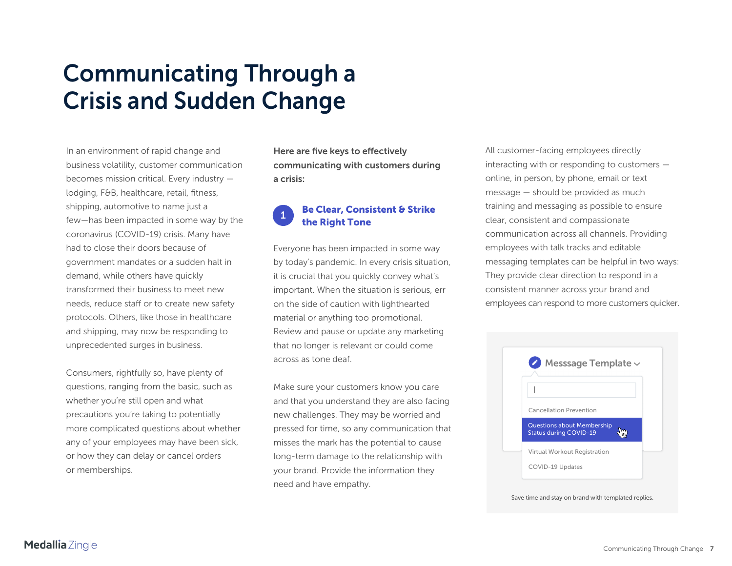# Communicating Through a Crisis and Sudden Change

In an environment of rapid change and business volatility, customer communication becomes mission critical. Every industry — lodging, F&B, healthcare, retail, fitness, shipping, automotive to name just a few—has been impacted in some way by the coronavirus (COVID-19) crisis. Many have had to close their doors because of government mandates or a sudden halt in demand, while others have quickly transformed their business to meet new needs, reduce staff or to create new safety protocols. Others, like those in healthcare and shipping, may now be responding to unprecedented surges in business.

Consumers, rightfully so, have plenty of questions, ranging from the basic, such as whether you're still open and what precautions you're taking to potentially more complicated questions about whether any of your employees may have been sick, or how they can delay or cancel orders or memberships.

**Here are five keys to effectively communicating with customers during a crisis:**

## 1 Be Clear, Consistent & Strike the Right Tone

Everyone has been impacted in some way by today's pandemic. In every crisis situation, it is crucial that you quickly convey what's important. When the situation is serious, err on the side of caution with lighthearted material or anything too promotional. Review and pause or update any marketing that no longer is relevant or could come across as tone deaf.

Make sure your customers know you care and that you understand they are also facing new challenges. They may be worried and pressed for time, so any communication that misses the mark has the potential to cause long-term damage to the relationship with your brand. Provide the information they need and have empathy.

All customer-facing employees directly interacting with or responding to customers — online, in person, by phone, email or text message — should be provided as much training and messaging as possible to ensure clear, consistent and compassionate communication across all channels. Providing employees with talk tracks and editable messaging templates can be helpful in two ways: They provide clear direction to respond in a consistent manner across your brand and employees can respond to more customers quicker.

Messsage Template

- Cancellation Prevention
- Questions about Membership Status during COVID-19
- Virtual Workout Registration
- COVID-19 Updates

Save time and stay on brand with templated replies.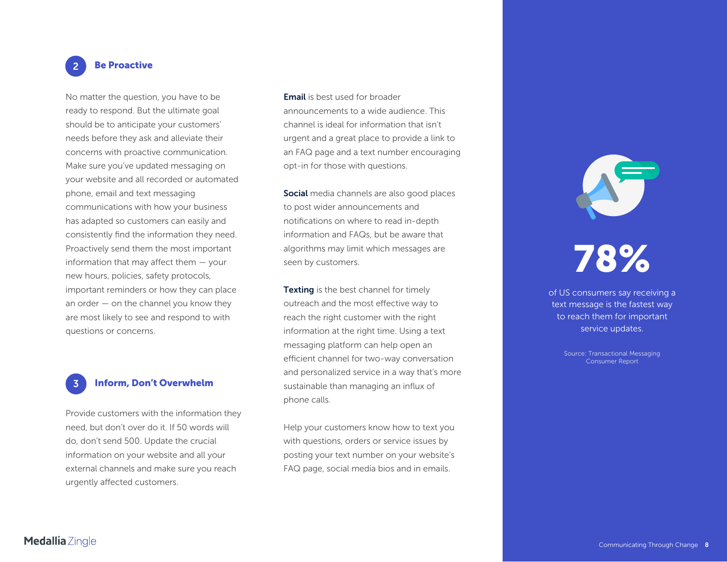## 2 Be Proactive

No matter the question, you have to be ready to respond. But the ultimate goal should be to anticipate your customers' needs before they ask and alleviate their concerns with proactive communication. Make sure you've updated messaging on your website and all recorded or automated phone, email and text messaging communications with how your business has adapted so customers can easily and consistently find the information they need. Proactively send them the most important information that may affect them — your new hours, policies, safety protocols, important reminders or how they can place an order — on the channel you know they are most likely to see and respond to with questions or concerns.

## 3 Inform, Don't Overwhelm

Provide customers with the information they need, but don't over do it. If 50 words will do, don't send 500. Update the crucial information on your website and all your external channels and make sure you reach urgently affected customers.

**Email** is best used for broader announcements to a wide audience. This channel is ideal for information that isn't urgent and a great place to provide a link to an FAQ page and a text number encouraging opt-in for those with questions.

**Social** media channels are also good places to post wider announcements and notifications on where to read in-depth information and FAQs, but be aware that algorithms may limit which messages are seen by customers.

**Texting** is the best channel for timely outreach and the most effective way to reach the right customer with the right information at the right time. Using a text messaging platform can help open an efficient channel for two-way conversation and personalized service in a way that's more sustainable than managing an influx of phone calls.

Help your customers know how to text you with questions, orders or service issues by posting your text number on your website's FAQ page, social media bios and in emails.

**78%**

of US consumers say receiving a text message is the fastest way to reach them for important service updates.

Source: Transactional Messaging Consumer Report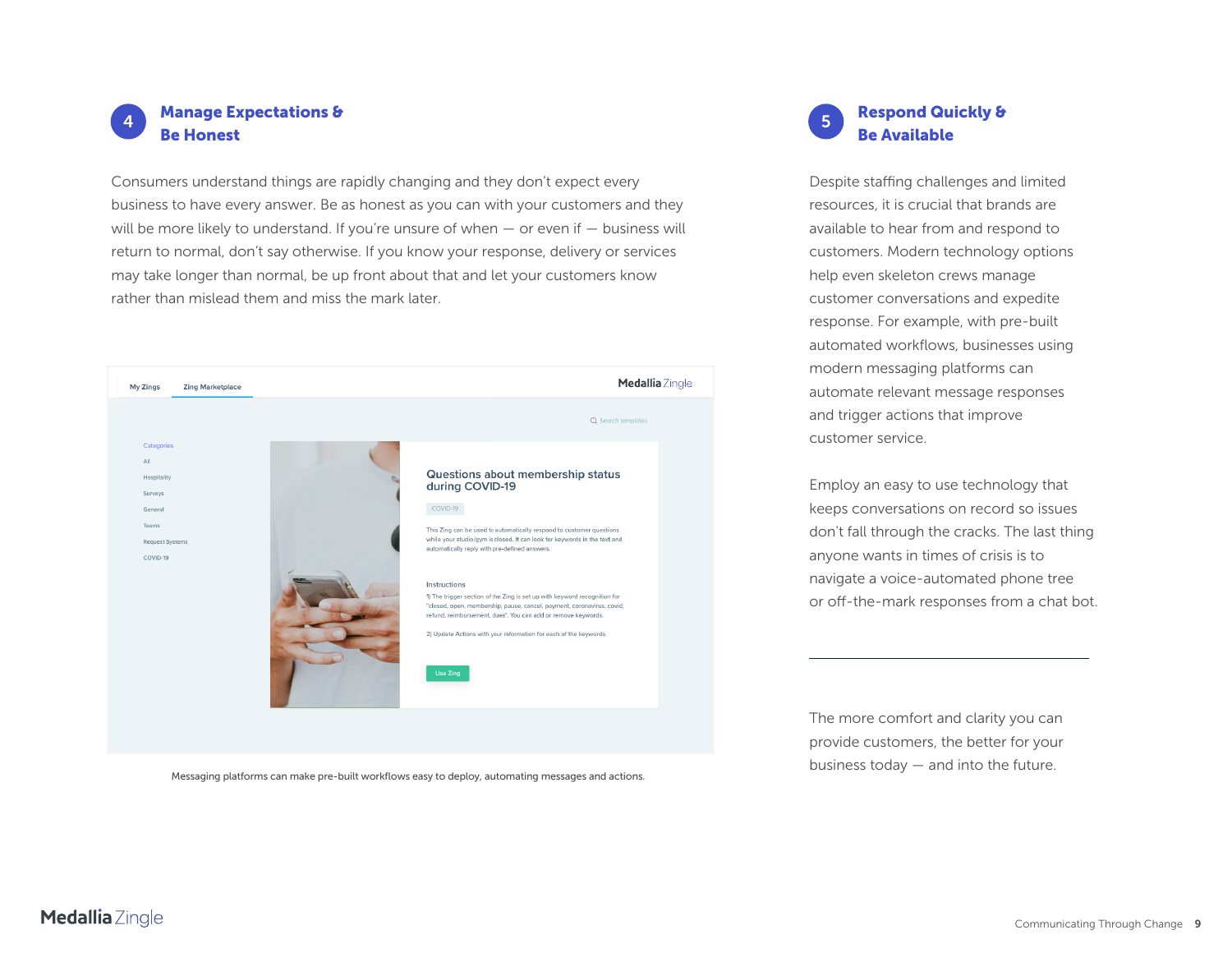## 4 Manage Expectations & Be Honest

Consumers understand things are rapidly changing and they don't expect every business to have every answer. Be as honest as you can with your customers and they will be more likely to understand. If you're unsure of when — or even if — business will return to normal, don't say otherwise. If you know your response, delivery or services may take longer than normal, be up front about that and let your customers know rather than mislead them and miss the mark later.

Messaging platforms can make pre-built workflows easy to deploy, automating messages and actions.

## 5 Respond Quickly & Be Available

Despite staffing challenges and limited resources, it is crucial that brands are available to hear from and respond to customers. Modern technology options help even skeleton crews manage customer conversations and expedite response. For example, with pre-built automated workflows, businesses using modern messaging platforms can automate relevant message responses and trigger actions that improve customer service.

Employ an easy to use technology that keeps conversations on record so issues don't fall through the cracks. The last thing anyone wants in times of crisis is to navigate a voice-automated phone tree or off-the-mark responses from a chat bot.

---

The more comfort and clarity you can provide customers, the better for your business today — and into the future.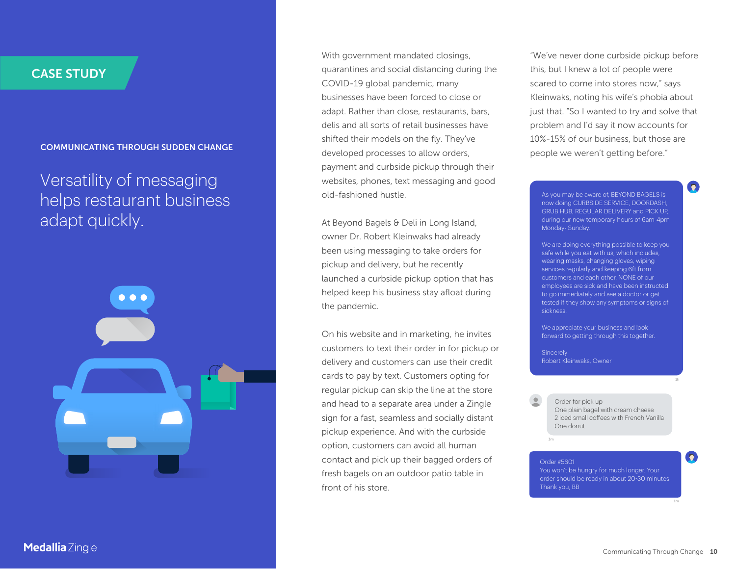CASE STUDY

COMMUNICATING THROUGH SUDDEN CHANGE

# Versatility of messaging helps restaurant business adapt quickly.

With government mandated closings, quarantines and social distancing during the COVID-19 global pandemic, many businesses have been forced to close or adapt. Rather than close, restaurants, bars, delis and all sorts of retail businesses have shifted their models on the fly. They've developed processes to allow orders, payment and curbside pickup through their websites, phones, text messaging and good old-fashioned hustle.

At Beyond Bagels & Deli in Long Island, owner Dr. Robert Kleinwaks had already been using messaging to take orders for pickup and delivery, but he recently launched a curbside pickup option that has helped keep his business stay afloat during the pandemic.

On his website and in marketing, he invites customers to text their order in for pickup or delivery and customers can use their credit cards to pay by text. Customers opting for regular pickup can skip the line at the store and head to a separate area under a Zingle sign for a fast, seamless and socially distant pickup experience. And with the curbside option, customers can avoid all human contact and pick up their bagged orders of fresh bagels on an outdoor patio table in front of his store.

"We've never done curbside pickup before this, but I knew a lot of people were scared to come into stores now," says Kleinwaks, noting his wife's phobia about just that. "So I wanted to try and solve that problem and I'd say it now accounts for 10%-15% of our business, but those are people we weren't getting before."

As you may be aware of, BEYOND BAGELS is now doing CURBSIDE SERVICE, DOORDASH, GRUB HUB, REGULAR DELIVERY and PICK UP, during our new temporary hours of 6am-4pm Monday- Sunday.

We are doing everything possible to keep you safe while you eat with us, which includes, wearing masks, changing gloves, wiping services regularly and keeping 6ft from customers and each other. NONE of our employees are sick and have been instructed to go immediately and see a doctor or get tested if they show any symptoms or signs of sickness.

We appreciate your business and look forward to getting through this together.

Sincerely
Robert Kleinwaks, Owner

Order for pick up
One plain bagel with cream cheese
2 iced small coffees with French Vanilla
One donut

Order #5601
You won't be hungry for much longer. Your order should be ready in about 20-30 minutes.
Thank you, BB

Medallia Zingle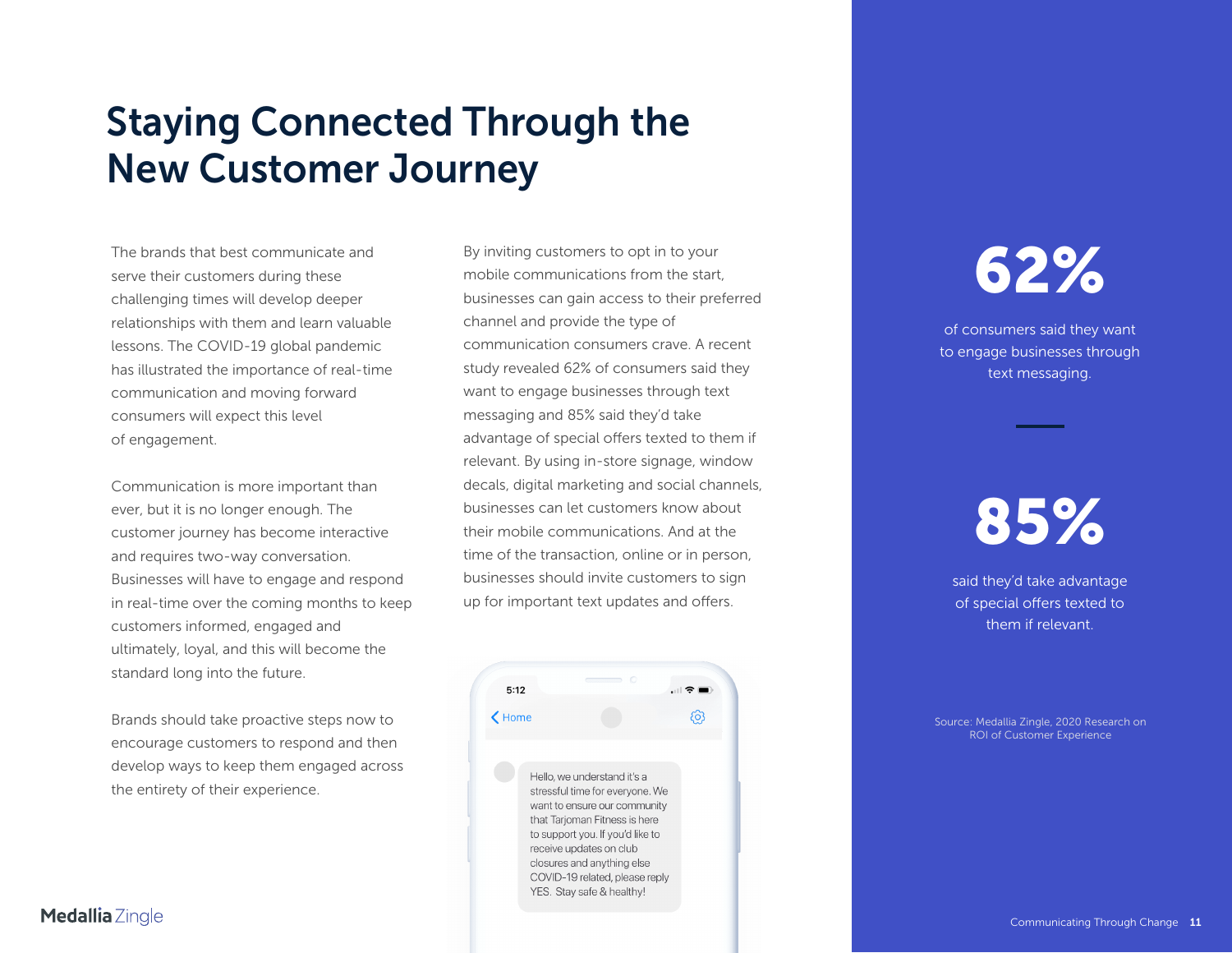# Staying Connected Through the New Customer Journey

The brands that best communicate and serve their customers during these challenging times will develop deeper relationships with them and learn valuable lessons. The COVID-19 global pandemic has illustrated the importance of real-time communication and moving forward consumers will expect this level of engagement.

Communication is more important than ever, but it is no longer enough. The customer journey has become interactive and requires two-way conversation. Businesses will have to engage and respond in real-time over the coming months to keep customers informed, engaged and ultimately, loyal, and this will become the standard long into the future.

Brands should take proactive steps now to encourage customers to respond and then develop ways to keep them engaged across the entirety of their experience.

By inviting customers to opt in to your mobile communications from the start, businesses can gain access to their preferred channel and provide the type of communication consumers crave. A recent study revealed 62% of consumers said they want to engage businesses through text messaging and 85% said they'd take advantage of special offers texted to them if relevant. By using in-store signage, window decals, digital marketing and social channels, businesses can let customers know about their mobile communications. And at the time of the transaction, online or in person, businesses should invite customers to sign up for important text updates and offers.

5:12

Home

Hello, we understand it's a stressful time for everyone. We want to ensure our community that Tarjoman Fitness is here to support you. If you'd like to receive updates on club closures and anything else COVID-19 related, please reply YES. Stay safe & healthy!

**62%**

of consumers said they want to engage businesses through text messaging.

**85%**

said they'd take advantage of special offers texted to them if relevant.

Source: Medallia Zingle, 2020 Research on ROI of Customer Experience

Medallia Zingle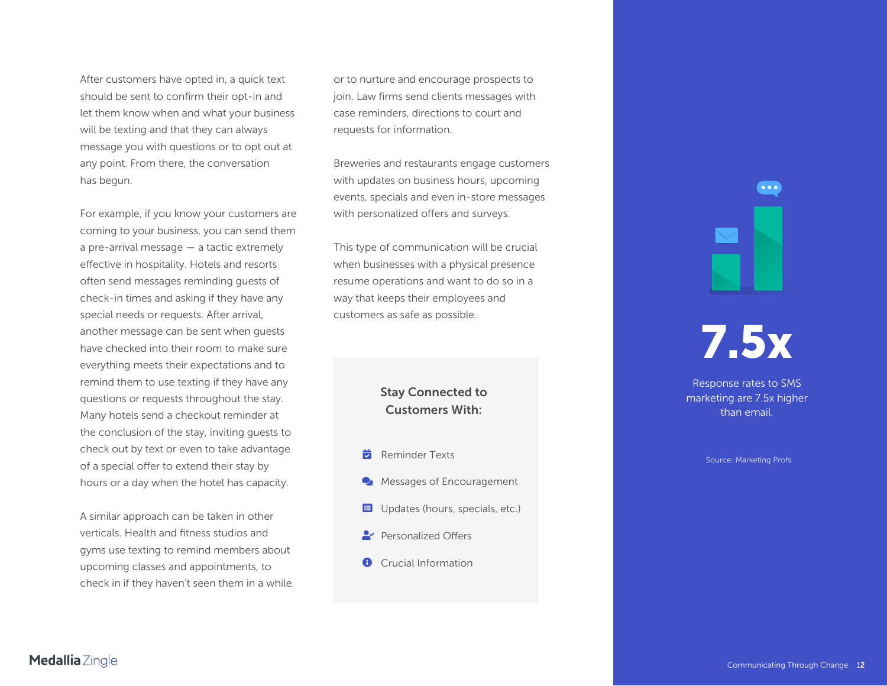After customers have opted in, a quick text should be sent to confirm their opt-in and let them know when and what your business will be texting and that they can always message you with questions or to opt out at any point. From there, the conversation has begun.

For example, if you know your customers are coming to your business, you can send them a pre-arrival message — a tactic extremely effective in hospitality. Hotels and resorts often send messages reminding guests of check-in times and asking if they have any special needs or requests. After arrival, another message can be sent when guests have checked into their room to make sure everything meets their expectations and to remind them to use texting if they have any questions or requests throughout the stay. Many hotels send a checkout reminder at the conclusion of the stay, inviting guests to check out by text or even to take advantage of a special offer to extend their stay by hours or a day when the hotel has capacity.

A similar approach can be taken in other verticals. Health and fitness studios and gyms use texting to remind members about upcoming classes and appointments, to check in if they haven't seen them in a while, or to nurture and encourage prospects to join. Law firms send clients messages with case reminders, directions to court and requests for information.

Breweries and restaurants engage customers with updates on business hours, upcoming events, specials and even in-store messages with personalized offers and surveys.

This type of communication will be crucial when businesses with a physical presence resume operations and want to do so in a way that keeps their employees and customers as safe as possible.

**Stay Connected to Customers With:**

- Reminder Texts
- Messages of Encouragement
- Updates (hours, specials, etc.)
- Personalized Offers
- Crucial Information

**7.5x**

Response rates to SMS marketing are 7.5x higher than email.

Source: Marketing Profs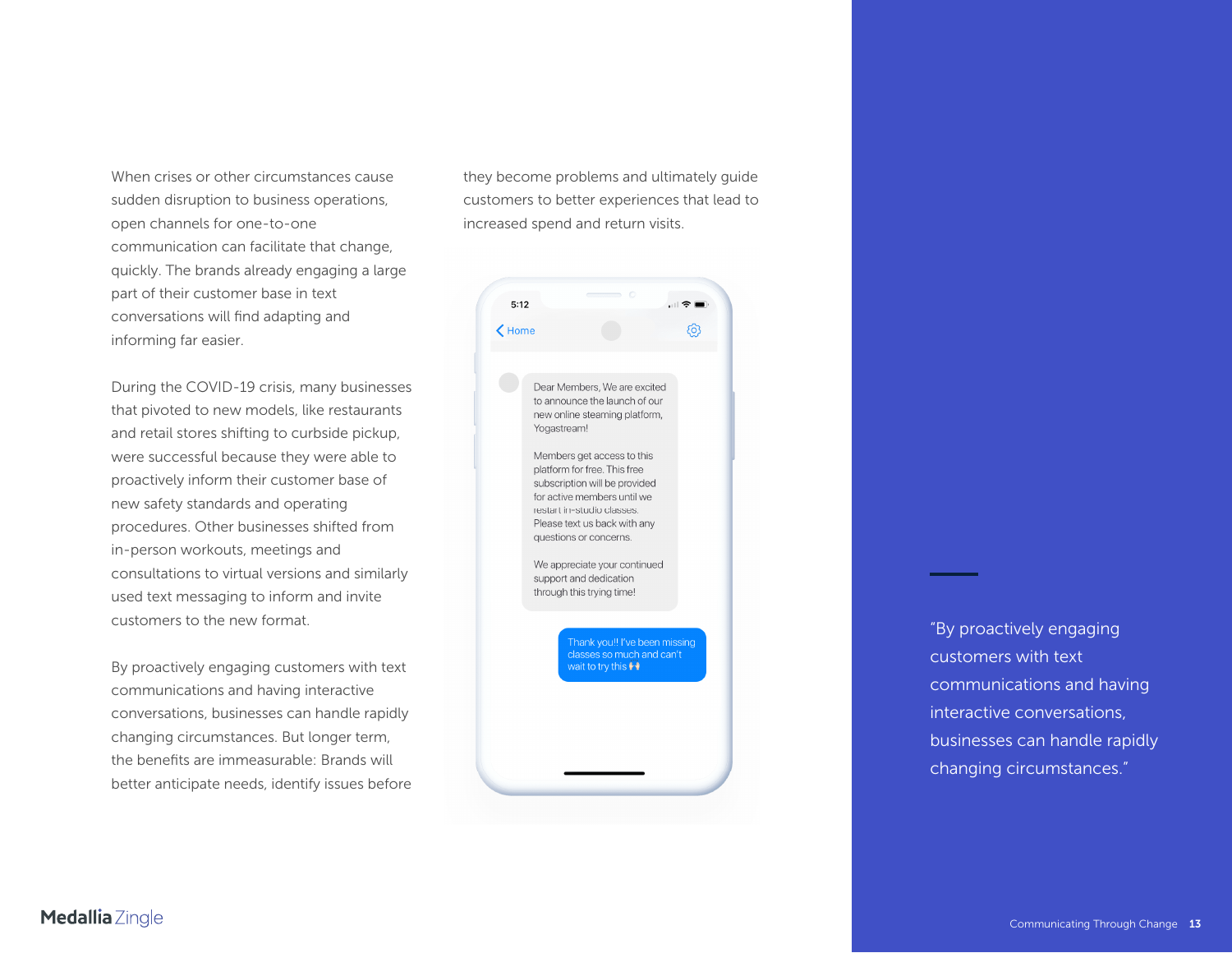When crises or other circumstances cause sudden disruption to business operations, open channels for one-to-one communication can facilitate that change, quickly. The brands already engaging a large part of their customer base in text conversations will find adapting and informing far easier.

During the COVID-19 crisis, many businesses that pivoted to new models, like restaurants and retail stores shifting to curbside pickup, were successful because they were able to proactively inform their customer base of new safety standards and operating procedures. Other businesses shifted from in-person workouts, meetings and consultations to virtual versions and similarly used text messaging to inform and invite customers to the new format.

By proactively engaging customers with text communications and having interactive conversations, businesses can handle rapidly changing circumstances. But longer term, the benefits are immeasurable: Brands will better anticipate needs, identify issues before they become problems and ultimately guide customers to better experiences that lead to increased spend and return visits.

5:12

Home

Dear Members, We are excited to announce the launch of our new online steaming platform, Yogastream!

Members get access to this platform for free. This free subscription will be provided for active members until we restart in-studio classes. Please text us back with any questions or concerns.

We appreciate your continued support and dedication through this trying time!

Thank you!! I've been missing classes so much and can't wait to try this 🙌

> "By proactively engaging customers with text communications and having interactive conversations, businesses can handle rapidly changing circumstances."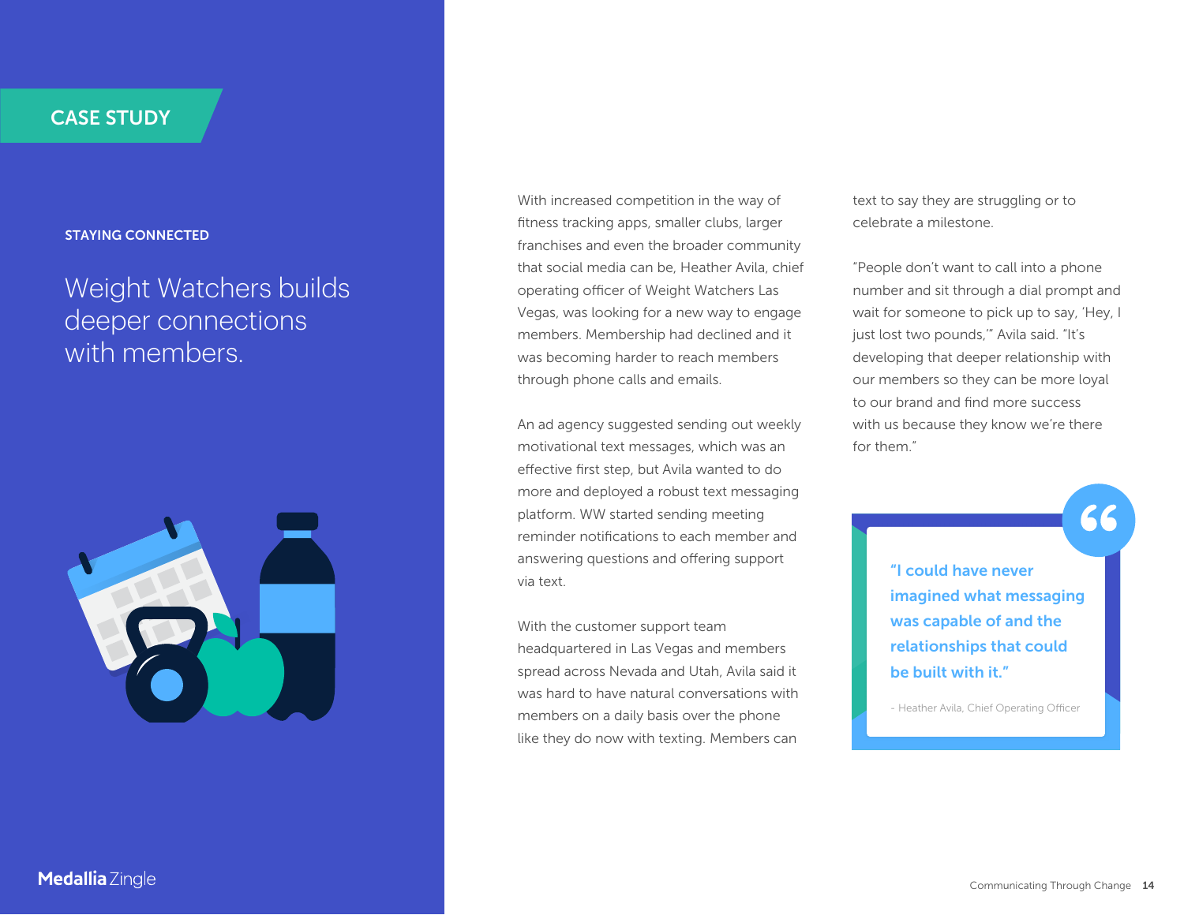CASE STUDY

STAYING CONNECTED

# Weight Watchers builds deeper connections with members.

With increased competition in the way of fitness tracking apps, smaller clubs, larger franchises and even the broader community that social media can be, Heather Avila, chief operating officer of Weight Watchers Las Vegas, was looking for a new way to engage members. Membership had declined and it was becoming harder to reach members through phone calls and emails.

An ad agency suggested sending out weekly motivational text messages, which was an effective first step, but Avila wanted to do more and deployed a robust text messaging platform. WW started sending meeting reminder notifications to each member and answering questions and offering support via text.

With the customer support team headquartered in Las Vegas and members spread across Nevada and Utah, Avila said it was hard to have natural conversations with members on a daily basis over the phone like they do now with texting. Members can text to say they are struggling or to celebrate a milestone.

"People don't want to call into a phone number and sit through a dial prompt and wait for someone to pick up to say, 'Hey, I just lost two pounds,'" Avila said. "It's developing that deeper relationship with our members so they can be more loyal to our brand and find more success with us because they know we're there for them."

> **"I could have never imagined what messaging was capable of and the relationships that could be built with it."**
>
> - Heather Avila, Chief Operating Officer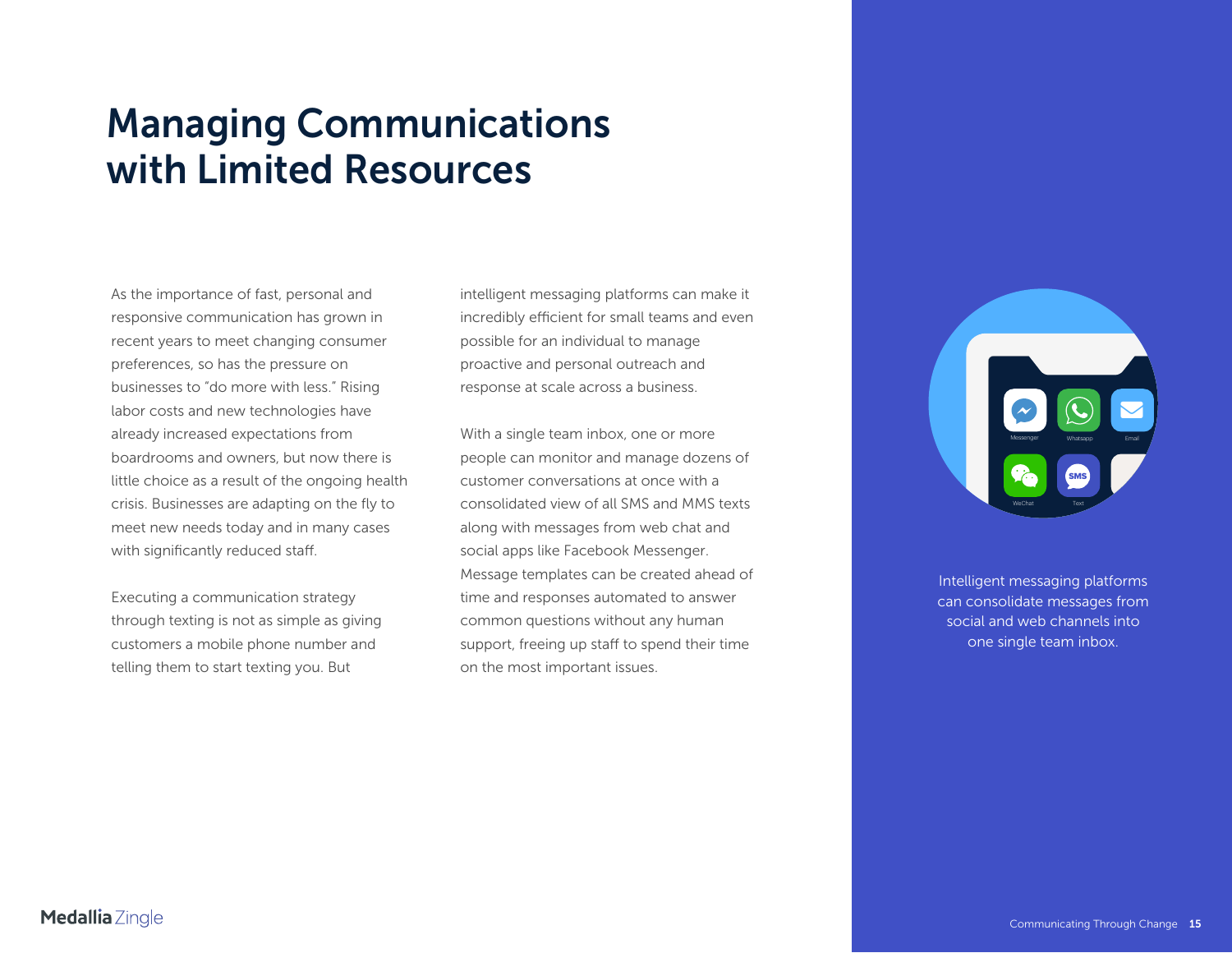# Managing Communications with Limited Resources

As the importance of fast, personal and responsive communication has grown in recent years to meet changing consumer preferences, so has the pressure on businesses to "do more with less." Rising labor costs and new technologies have already increased expectations from boardrooms and owners, but now there is little choice as a result of the ongoing health crisis. Businesses are adapting on the fly to meet new needs today and in many cases with significantly reduced staff.

Executing a communication strategy through texting is not as simple as giving customers a mobile phone number and telling them to start texting you. But intelligent messaging platforms can make it incredibly efficient for small teams and even possible for an individual to manage proactive and personal outreach and response at scale across a business.

With a single team inbox, one or more people can monitor and manage dozens of customer conversations at once with a consolidated view of all SMS and MMS texts along with messages from web chat and social apps like Facebook Messenger. Message templates can be created ahead of time and responses automated to answer common questions without any human support, freeing up staff to spend their time on the most important issues.

Intelligent messaging platforms can consolidate messages from social and web channels into one single team inbox.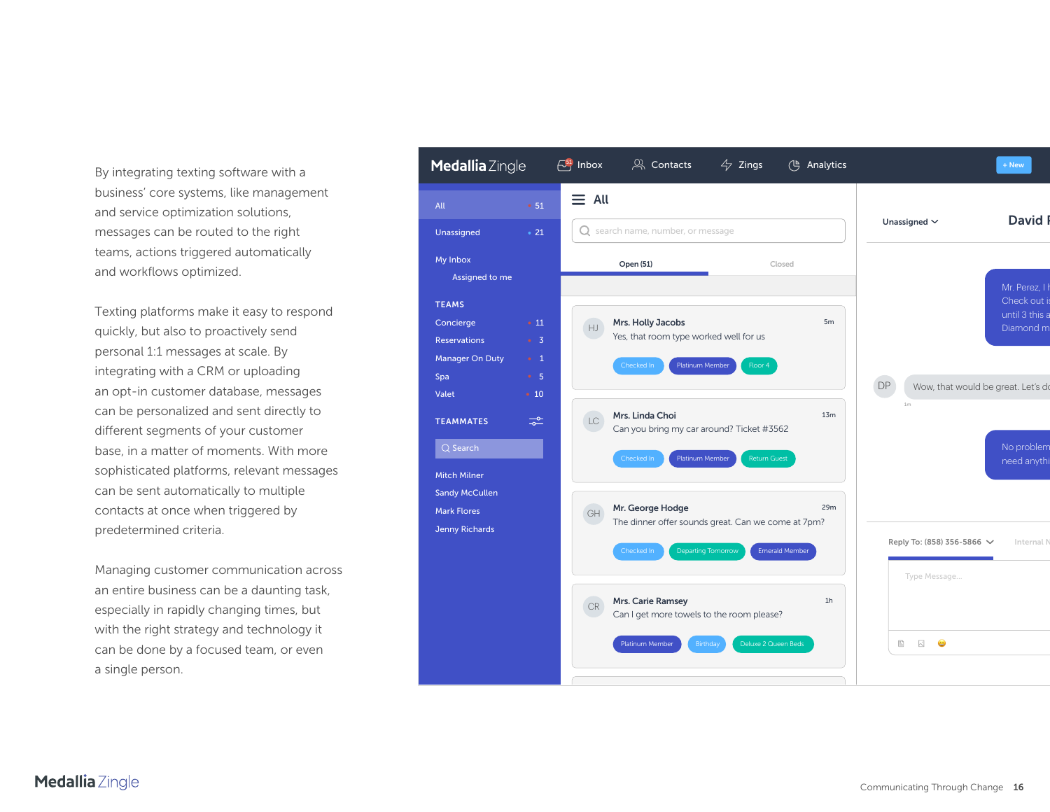By integrating texting software with a business' core systems, like management and service optimization solutions, messages can be routed to the right teams, actions triggered automatically and workflows optimized.

Texting platforms make it easy to respond quickly, but also to proactively send personal 1:1 messages at scale. By integrating with a CRM or uploading an opt-in customer database, messages can be personalized and sent directly to different segments of your customer base, in a matter of moments. With more sophisticated platforms, relevant messages can be sent automatically to multiple contacts at once when triggered by predetermined criteria.

Managing customer communication across an entire business can be a daunting task, especially in rapidly changing times, but with the right strategy and technology it can be done by a focused team, or even a single person.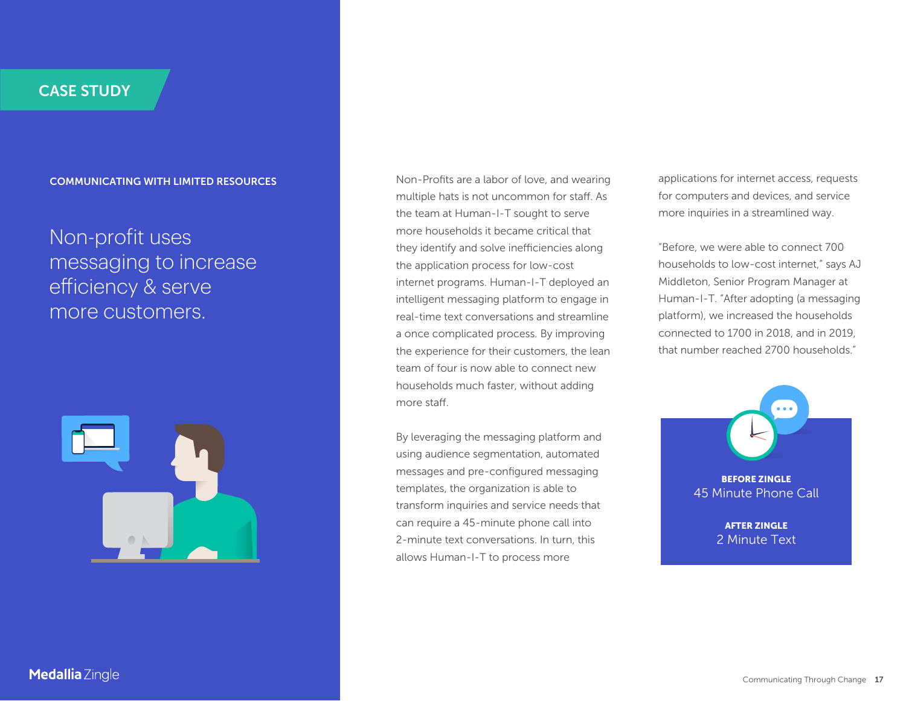CASE STUDY

**COMMUNICATING WITH LIMITED RESOURCES**

# Non-profit uses messaging to increase efficiency & serve more customers.

Non-Profits are a labor of love, and wearing multiple hats is not uncommon for staff. As the team at Human-I-T sought to serve more households it became critical that they identify and solve inefficiencies along the application process for low-cost internet programs. Human-I-T deployed an intelligent messaging platform to engage in real-time text conversations and streamline a once complicated process. By improving the experience for their customers, the lean team of four is now able to connect new households much faster, without adding more staff.

By leveraging the messaging platform and using audience segmentation, automated messages and pre-configured messaging templates, the organization is able to transform inquiries and service needs that can require a 45-minute phone call into 2-minute text conversations. In turn, this allows Human-I-T to process more applications for internet access, requests for computers and devices, and service more inquiries in a streamlined way.

"Before, we were able to connect 700 households to low-cost internet," says AJ Middleton, Senior Program Manager at Human-I-T. "After adopting (a messaging platform), we increased the households connected to 1700 in 2018, and in 2019, that number reached 2700 households."

**BEFORE ZINGLE**
45 Minute Phone Call

**AFTER ZINGLE**
2 Minute Text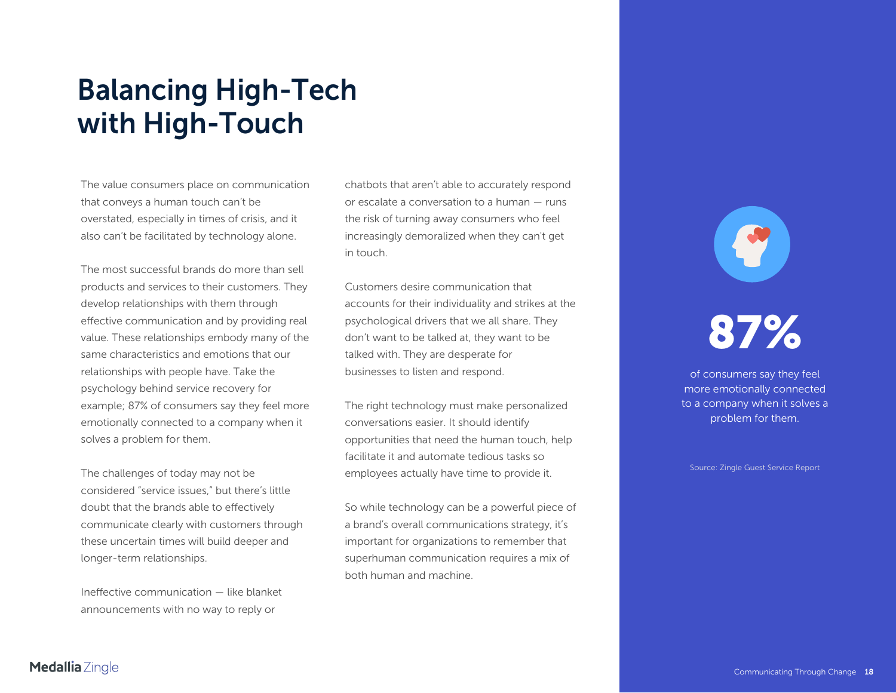# Balancing High-Tech with High-Touch

The value consumers place on communication that conveys a human touch can't be overstated, especially in times of crisis, and it also can't be facilitated by technology alone.

The most successful brands do more than sell products and services to their customers. They develop relationships with them through effective communication and by providing real value. These relationships embody many of the same characteristics and emotions that our relationships with people have. Take the psychology behind service recovery for example; 87% of consumers say they feel more emotionally connected to a company when it solves a problem for them.

The challenges of today may not be considered "service issues," but there's little doubt that the brands able to effectively communicate clearly with customers through these uncertain times will build deeper and longer-term relationships.

Ineffective communication — like blanket announcements with no way to reply or chatbots that aren't able to accurately respond or escalate a conversation to a human — runs the risk of turning away consumers who feel increasingly demoralized when they can't get in touch.

Customers desire communication that accounts for their individuality and strikes at the psychological drivers that we all share. They don't want to be talked at, they want to be talked with. They are desperate for businesses to listen and respond.

The right technology must make personalized conversations easier. It should identify opportunities that need the human touch, help facilitate it and automate tedious tasks so employees actually have time to provide it.

So while technology can be a powerful piece of a brand's overall communications strategy, it's important for organizations to remember that superhuman communication requires a mix of both human and machine.

**87%**

of consumers say they feel more emotionally connected to a company when it solves a problem for them.

Source: Zingle Guest Service Report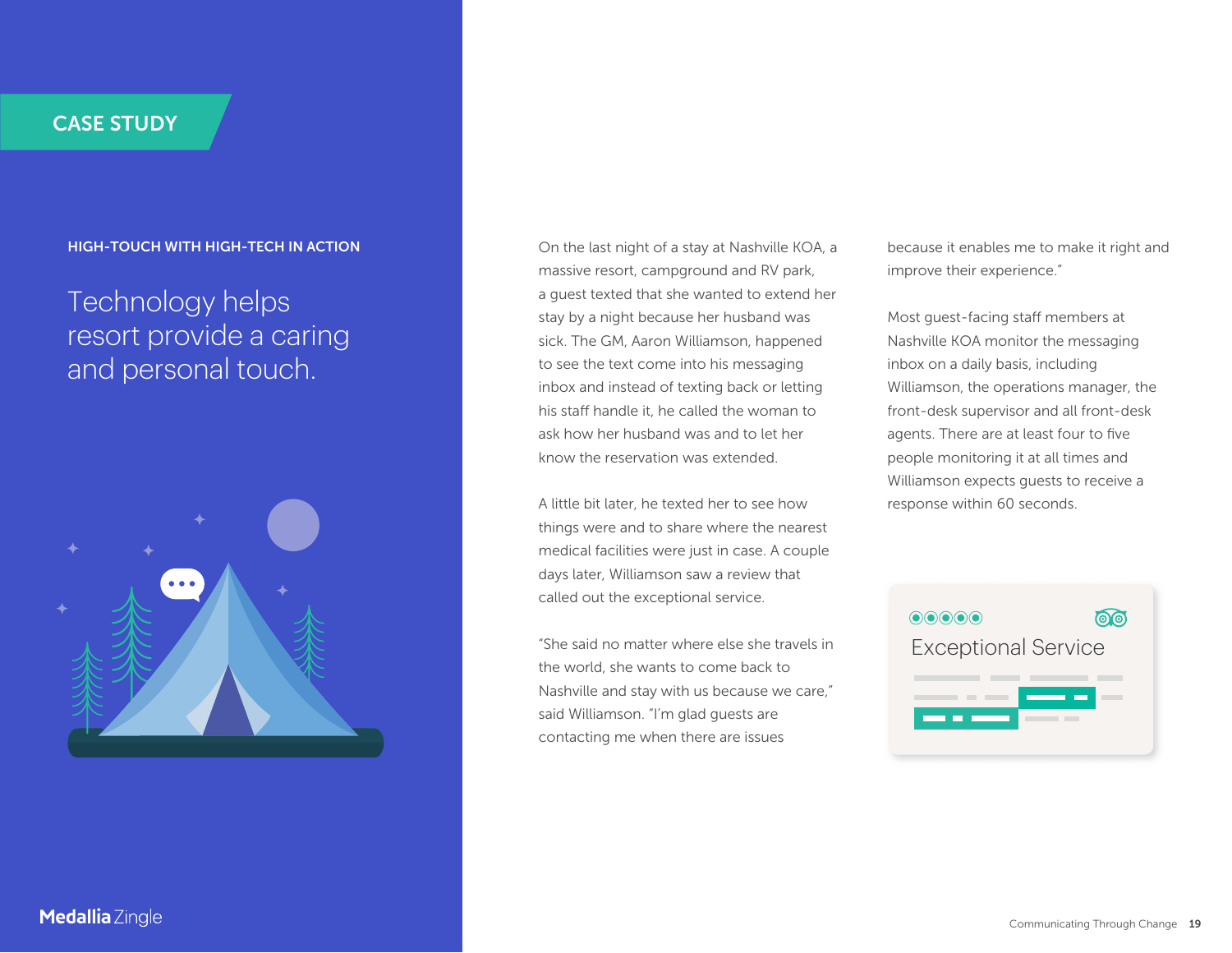CASE STUDY

**HIGH-TOUCH WITH HIGH-TECH IN ACTION**

# Technology helps resort provide a caring and personal touch.

On the last night of a stay at Nashville KOA, a massive resort, campground and RV park, a guest texted that she wanted to extend her stay by a night because her husband was sick. The GM, Aaron Williamson, happened to see the text come into his messaging inbox and instead of texting back or letting his staff handle it, he called the woman to ask how her husband was and to let her know the reservation was extended.

A little bit later, he texted her to see how things were and to share where the nearest medical facilities were just in case. A couple days later, Williamson saw a review that called out the exceptional service.

"She said no matter where else she travels in the world, she wants to come back to Nashville and stay with us because we care," said Williamson. "I'm glad guests are contacting me when there are issues because it enables me to make it right and improve their experience."

Most guest-facing staff members at Nashville KOA monitor the messaging inbox on a daily basis, including Williamson, the operations manager, the front-desk supervisor and all front-desk agents. There are at least four to five people monitoring it at all times and Williamson expects guests to receive a response within 60 seconds.

Exceptional Service

Medallia Zingle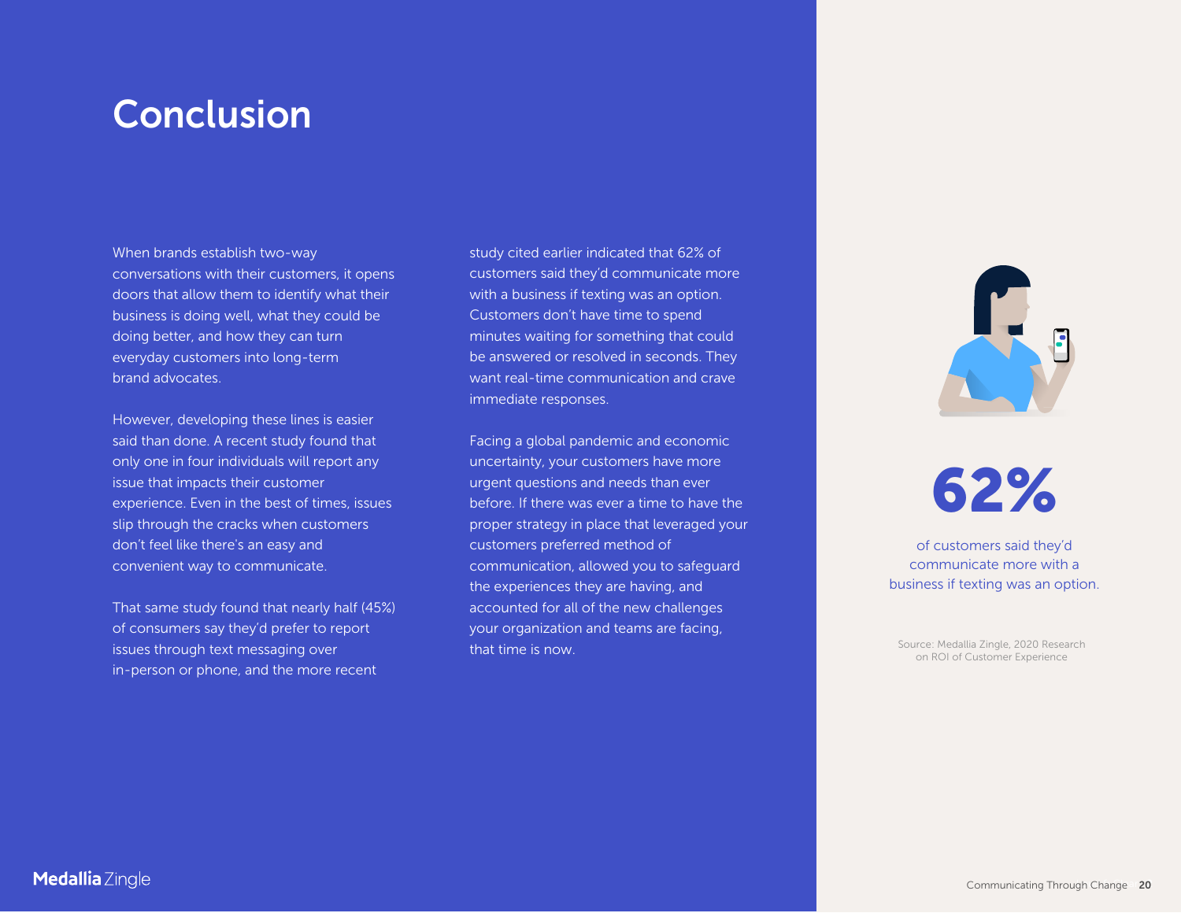# Conclusion

When brands establish two-way conversations with their customers, it opens doors that allow them to identify what their business is doing well, what they could be doing better, and how they can turn everyday customers into long-term brand advocates.

However, developing these lines is easier said than done. A recent study found that only one in four individuals will report any issue that impacts their customer experience. Even in the best of times, issues slip through the cracks when customers don't feel like there's an easy and convenient way to communicate.

That same study found that nearly half (45%) of consumers say they'd prefer to report issues through text messaging over in-person or phone, and the more recent study cited earlier indicated that 62% of customers said they'd communicate more with a business if texting was an option. Customers don't have time to spend minutes waiting for something that could be answered or resolved in seconds. They want real-time communication and crave immediate responses.

Facing a global pandemic and economic uncertainty, your customers have more urgent questions and needs than ever before. If there was ever a time to have the proper strategy in place that leveraged your customers preferred method of communication, allowed you to safeguard the experiences they are having, and accounted for all of the new challenges your organization and teams are facing, that time is now.

**62%**

of customers said they'd communicate more with a business if texting was an option.

Source: Medallia Zingle, 2020 Research on ROI of Customer Experience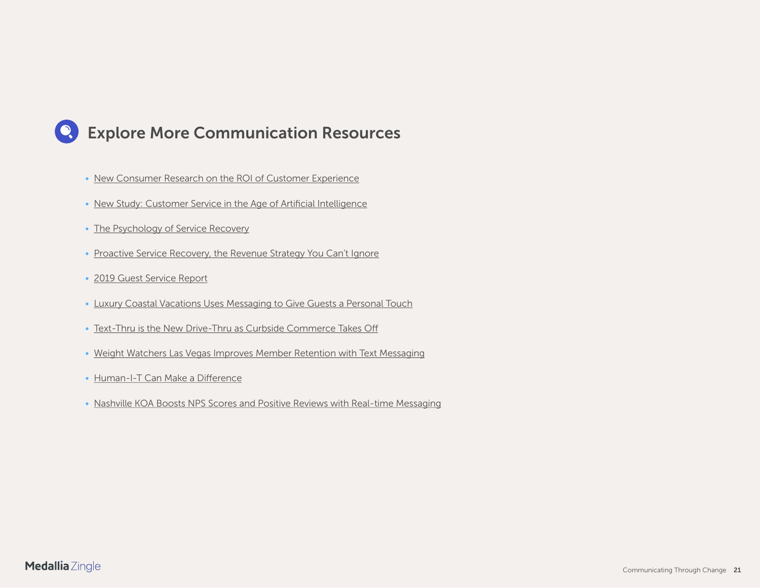## Explore More Communication Resources

- New Consumer Research on the ROI of Customer Experience
- New Study: Customer Service in the Age of Artificial Intelligence
- The Psychology of Service Recovery
- Proactive Service Recovery, the Revenue Strategy You Can't Ignore
- 2019 Guest Service Report
- Luxury Coastal Vacations Uses Messaging to Give Guests a Personal Touch
- Text-Thru is the New Drive-Thru as Curbside Commerce Takes Off
- Weight Watchers Las Vegas Improves Member Retention with Text Messaging
- Human-I-T Can Make a Difference
- Nashville KOA Boosts NPS Scores and Positive Reviews with Real-time Messaging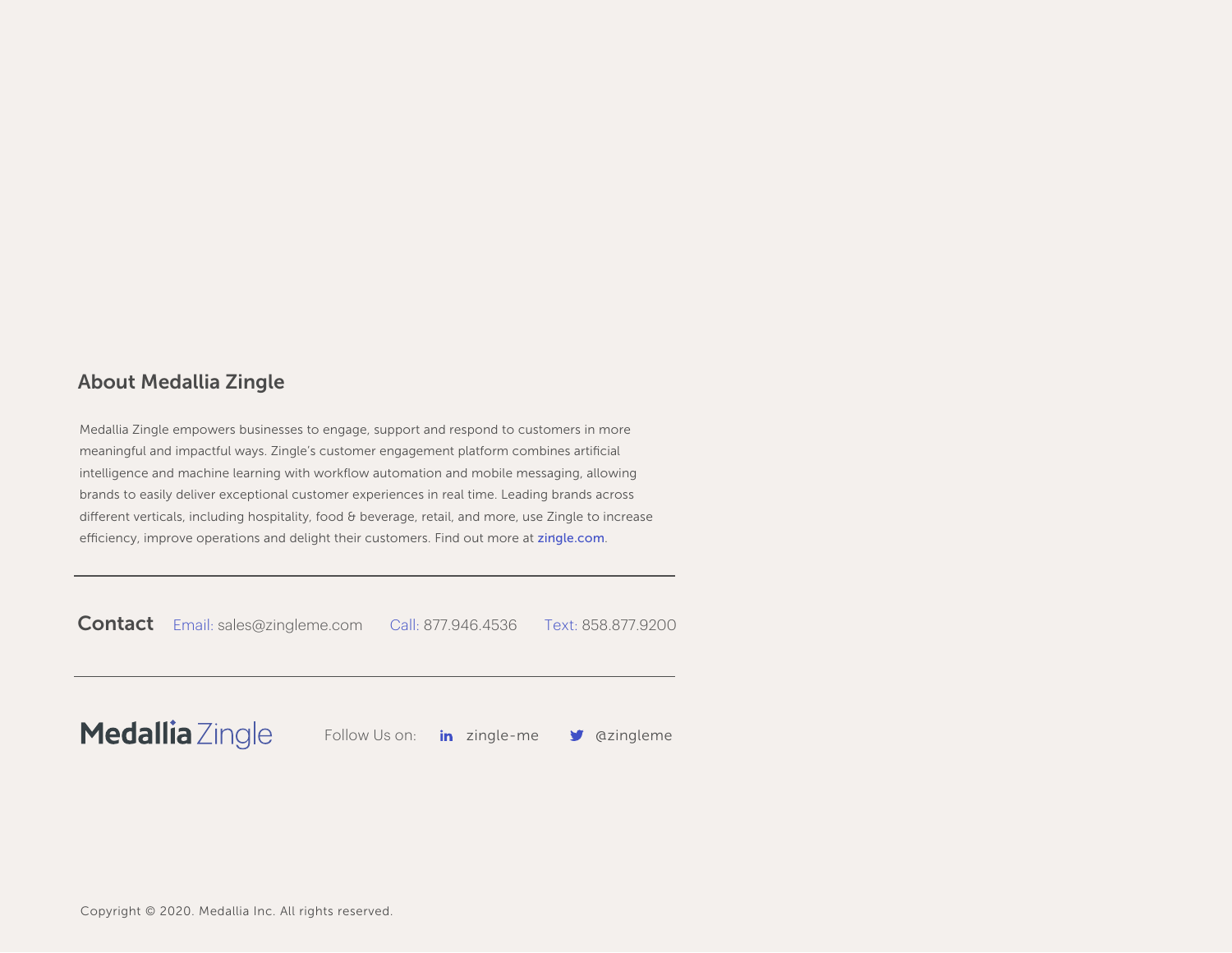## About Medallia Zingle

Medallia Zingle empowers businesses to engage, support and respond to customers in more meaningful and impactful ways. Zingle's customer engagement platform combines artificial intelligence and machine learning with workflow automation and mobile messaging, allowing brands to easily deliver exceptional customer experiences in real time. Leading brands across different verticals, including hospitality, food & beverage, retail, and more, use Zingle to increase efficiency, improve operations and delight their customers. Find out more at zingle.com.

---

**Contact** Email: sales@zingleme.com Call: 877.946.4536 Text: 858.877.9200

---

Medallia Zingle

Follow Us on: zingle-me @zingleme

Copyright © 2020. Medallia Inc. All rights reserved.